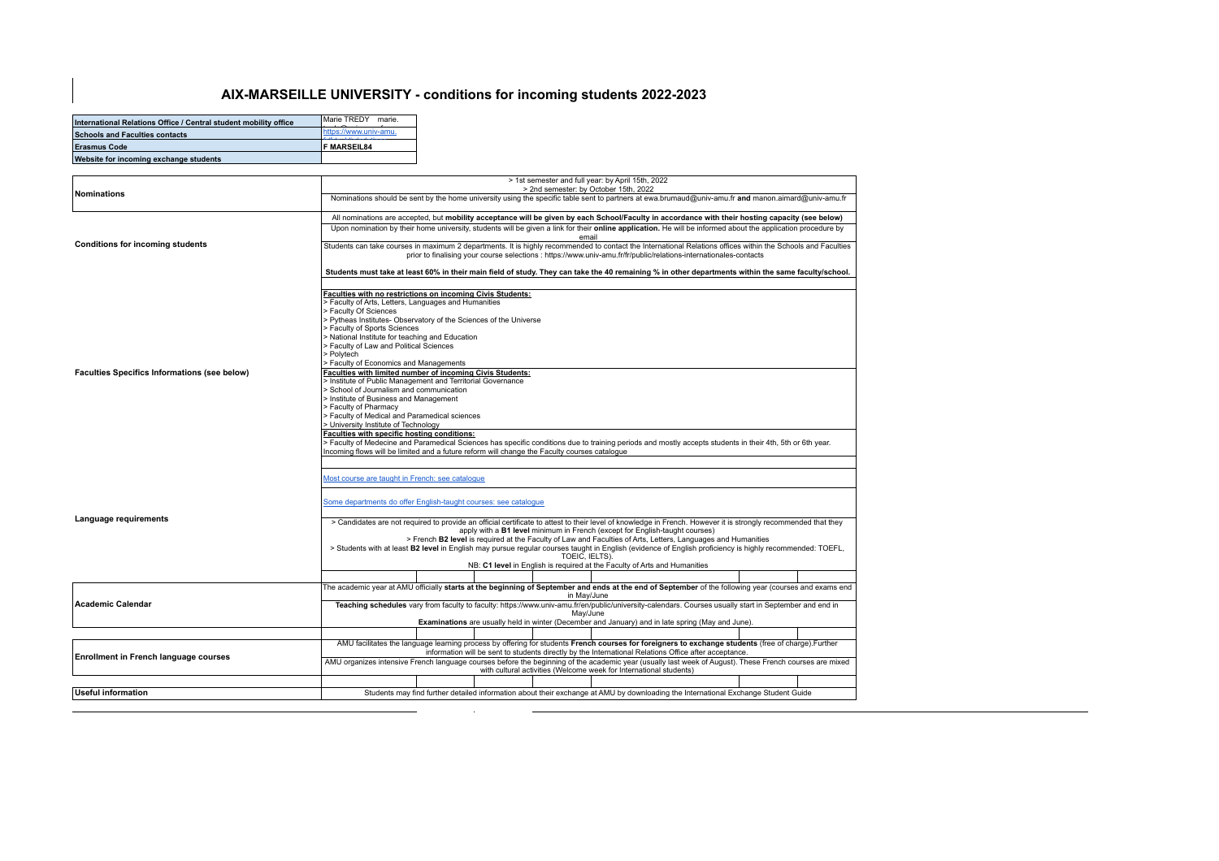# AIX-MARSEILLE UNIVERSITY - conditions for incoming students 2022-2023

| | |
|---|---|
| **International Relations Office / Central student mobility office** | Marie TREDY marie. |
| **Schools and Faculties contacts** | https://www.univ-amu. |
| **Erasmus Code** | **F MARSEIL84** |
| **Website for incoming exchange students** | |

| | |
|---|---|
| **Nominations** | > 1st semester and full year: by April 15th, 2022<br>> 2nd semester: by October 15th, 2022<br>Nominations should be sent by the home university using the specific table sent to partners at ewa.brumaud@univ-amu.fr **and** manon.aimard@univ-amu.fr |
| **Conditions for incoming students** | All nominations are accepted, but **mobility acceptance will be given by each School/Faculty in accordance with their hosting capacity (see below)**<br>Upon nomination by their home university, students will be given a link for their **online application.** He will be informed about the application procedure by email<br>Students can take courses in maximum 2 departments. It is highly recommended to contact the International Relations offices within the Schools and Faculties prior to finalising your course selections : https://www.univ-amu.fr/fr/public/relations-internationales-contacts<br>**Students must take at least 60% in their main field of study. They can take the 40 remaining % in other departments within the same faculty/school.** |
| **Faculties Specifics Informations (see below)** | **Faculties with no restrictions on incoming Civis Students:**<br>> Faculty of Arts, Letters, Languages and Humanities<br>> Faculty Of Sciences<br>> Pytheas Institutes- Observatory of the Sciences of the Universe<br>> Faculty of Sports Sciences<br>> National Institute for teaching and Education<br>> Faculty of Law and Political Sciences<br>> Polytech<br>> Faculty of Economics and Managements<br>**Faculties with limited number of incoming Civis Students:**<br>> Institute of Public Management and Territorial Governance<br>> School of Journalism and communication<br>> Institute of Business and Management<br>> Faculty of Pharmacy<br>> Faculty of Medical and Paramedical sciences<br>> University Institute of Technology<br>**Faculties with specific hosting conditions:**<br>> Faculty of Medecine and Paramedical Sciences has specific conditions due to training periods and mostly accepts students in their 4th, 5th or 6th year. Incoming flows will be limited and a future reform will change the Faculty courses catalogue |
| **Language requirements** | Most course are taught in French: see catalogue<br>Some departments do offer English-taught courses: see catalogue<br>> Candidates are not required to provide an official certificate to attest to their level of knowledge in French. However it is strongly recommended that they apply with a **B1 level** minimum in French (except for English-taught courses)<br>> French **B2 level** is required at the Faculty of Law and Faculties of Arts, Letters, Languages and Humanities<br>> Students with at least **B2 level** in English may pursue regular courses taught in English (evidence of English proficiency is highly recommended: TOEFL, TOEIC, IELTS).<br>NB: **C1 level** in English is required at the Faculty of Arts and Humanities |
| **Academic Calendar** | The academic year at AMU officially **starts at the beginning of September and ends at the end of September** of the following year (courses and exams end in May/June<br>**Teaching schedules** vary from faculty to faculty: https://www.univ-amu.fr/en/public/university-calendars. Courses usually start in September and end in May/June<br>**Examinations** are usually held in winter (December and January) and in late spring (May and June). |
| **Enrollment in French language courses** | AMU facilitates the language learning process by offering for students **French courses for foreigners to exchange students** (free of charge).Further information will be sent to students directly by the International Relations Office after acceptance.<br>AMU organizes intensive French language courses before the beginning of the academic year (usually last week of August). These French courses are mixed with cultural activities (Welcome week for International students) |
| **Useful information** | Students may find further detailed information about their exchange at AMU by downloading the International Exchange Student Guide |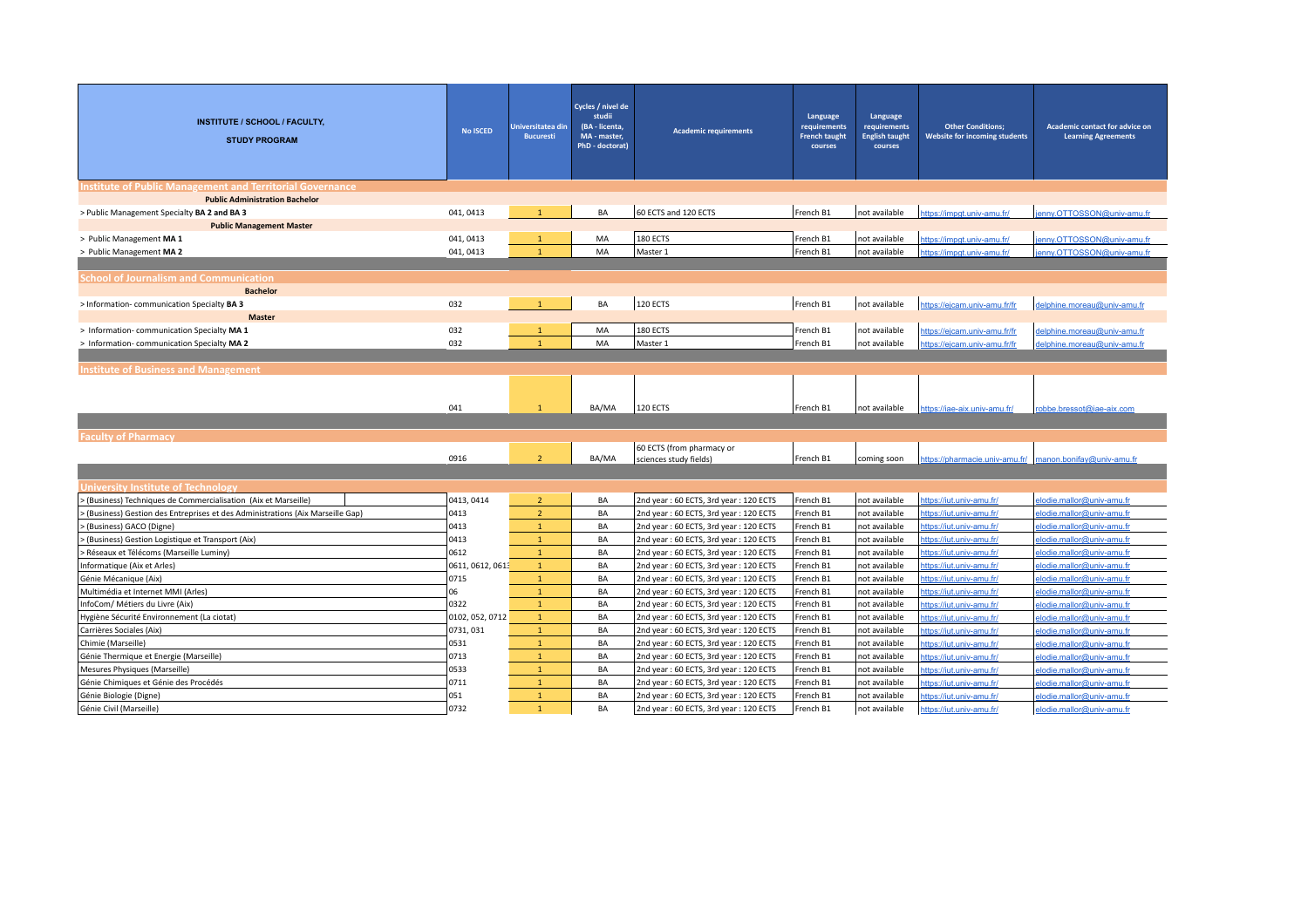| INSTITUTE / SCHOOL / FACULTY, STUDY PROGRAM | No ISCED | Universitatea din Bucuresti | Cycles / nivel de studii (BA - licenta, MA - master, PhD - doctorat) | Academic requirements | Language requirements French taught courses | Language requirements English taught courses | Other Conditions; Website for incoming students | Academic contact for advice on Learning Agreements |
|---|---|---|---|---|---|---|---|---|
| **Institute of Public Management and Territorial Governance** | | | | | | | | |
| **Public Administration Bachelor** | | | | | | | | |
| > Public Management Specialty **BA 2 and BA 3** | 041, 0413 | 1 | BA | 60 ECTS and 120 ECTS | French B1 | not available | https://impgt.univ-amu.fr/ | jenny.OTTOSSON@univ-amu.fr |
| **Public Management Master** | | | | | | | | |
| > Public Management **MA 1** | 041, 0413 | 1 | MA | 180 ECTS | French B1 | not available | https://impgt.univ-amu.fr/ | jenny.OTTOSSON@univ-amu.fr |
| > Public Management **MA 2** | 041, 0413 | 1 | MA | Master 1 | French B1 | not available | https://impgt.univ-amu.fr/ | jenny.OTTOSSON@univ-amu.fr |
| **School of Journalism and Communication** | | | | | | | | |
| **Bachelor** | | | | | | | | |
| > Information- communication Specialty **BA 3** | 032 | 1 | BA | 120 ECTS | French B1 | not available | https://ejcam.univ-amu.fr/fr | delphine.moreau@univ-amu.fr |
| **Master** | | | | | | | | |
| > Information- communication Specialty **MA 1** | 032 | 1 | MA | 180 ECTS | French B1 | not available | https://ejcam.univ-amu.fr/fr | delphine.moreau@univ-amu.fr |
| > Information- communication Specialty **MA 2** | 032 | 1 | MA | Master 1 | French B1 | not available | https://ejcam.univ-amu.fr/fr | delphine.moreau@univ-amu.fr |
| **Institute of Business and Management** | | | | | | | | |
| | 041 | 1 | BA/MA | 120 ECTS | French B1 | not available | https://iae-aix.univ-amu.fr/ | robbe.bressot@iae-aix.com |
| **Faculty of Pharmacy** | | | | | | | | |
| | 0916 | 2 | BA/MA | 60 ECTS (from pharmacy or sciences study fields) | French B1 | coming soon | https://pharmacie.univ-amu.fr/ | manon.bonifay@univ-amu.fr |
| **University Institute of Technology** | | | | | | | | |
| > (Business) Techniques de Commercialisation (Aix et Marseille) | 0413, 0414 | 2 | BA | 2nd year : 60 ECTS, 3rd year : 120 ECTS | French B1 | not available | https://iut.univ-amu.fr/ | elodie.mallor@univ-amu.fr |
| > (Business) Gestion des Entreprises et des Administrations (Aix Marseille Gap) | 0413 | 2 | BA | 2nd year : 60 ECTS, 3rd year : 120 ECTS | French B1 | not available | https://iut.univ-amu.fr/ | elodie.mallor@univ-amu.fr |
| > (Business) GACO (Digne) | 0413 | 1 | BA | 2nd year : 60 ECTS, 3rd year : 120 ECTS | French B1 | not available | https://iut.univ-amu.fr/ | elodie.mallor@univ-amu.fr |
| > (Business) Gestion Logistique et Transport (Aix) | 0413 | 1 | BA | 2nd year : 60 ECTS, 3rd year : 120 ECTS | French B1 | not available | https://iut.univ-amu.fr/ | elodie.mallor@univ-amu.fr |
| > Réseaux et Télécoms (Marseille Luminy) | 0612 | 1 | BA | 2nd year : 60 ECTS, 3rd year : 120 ECTS | French B1 | not available | https://iut.univ-amu.fr/ | elodie.mallor@univ-amu.fr |
| Informatique (Aix et Arles) | 0611, 0612, 061 | 1 | BA | 2nd year : 60 ECTS, 3rd year : 120 ECTS | French B1 | not available | https://iut.univ-amu.fr/ | elodie.mallor@univ-amu.fr |
| Génie Mécanique (Aix) | 0715 | 1 | BA | 2nd year : 60 ECTS, 3rd year : 120 ECTS | French B1 | not available | https://iut.univ-amu.fr/ | elodie.mallor@univ-amu.fr |
| Multimédia et Internet MMI (Arles) | 06 | 1 | BA | 2nd year : 60 ECTS, 3rd year : 120 ECTS | French B1 | not available | https://iut.univ-amu.fr/ | elodie.mallor@univ-amu.fr |
| InfoCom/ Métiers du Livre (Aix) | 0322 | 1 | BA | 2nd year : 60 ECTS, 3rd year : 120 ECTS | French B1 | not available | https://iut.univ-amu.fr/ | elodie.mallor@univ-amu.fr |
| Hygiène Sécurité Environnement (La ciotat) | 0102, 052, 0712 | 1 | BA | 2nd year : 60 ECTS, 3rd year : 120 ECTS | French B1 | not available | https://iut.univ-amu.fr/ | elodie.mallor@univ-amu.fr |
| Carrières Sociales (Aix) | 0731, 031 | 1 | BA | 2nd year : 60 ECTS, 3rd year : 120 ECTS | French B1 | not available | https://iut.univ-amu.fr/ | elodie.mallor@univ-amu.fr |
| Chimie (Marseille) | 0531 | 1 | BA | 2nd year : 60 ECTS, 3rd year : 120 ECTS | French B1 | not available | https://iut.univ-amu.fr/ | elodie.mallor@univ-amu.fr |
| Génie Thermique et Energie (Marseille) | 0713 | 1 | BA | 2nd year : 60 ECTS, 3rd year : 120 ECTS | French B1 | not available | https://iut.univ-amu.fr/ | elodie.mallor@univ-amu.fr |
| Mesures Physiques (Marseille) | 0533 | 1 | BA | 2nd year : 60 ECTS, 3rd year : 120 ECTS | French B1 | not available | https://iut.univ-amu.fr/ | elodie.mallor@univ-amu.fr |
| Génie Chimiques et Génie des Procédés | 0711 | 1 | BA | 2nd year : 60 ECTS, 3rd year : 120 ECTS | French B1 | not available | https://iut.univ-amu.fr/ | elodie.mallor@univ-amu.fr |
| Génie Biologie (Digne) | 051 | 1 | BA | 2nd year : 60 ECTS, 3rd year : 120 ECTS | French B1 | not available | https://iut.univ-amu.fr/ | elodie.mallor@univ-amu.fr |
| Génie Civil (Marseille) | 0732 | 1 | BA | 2nd year : 60 ECTS, 3rd year : 120 ECTS | French B1 | not available | https://iut.univ-amu.fr/ | elodie.mallor@univ-amu.fr |